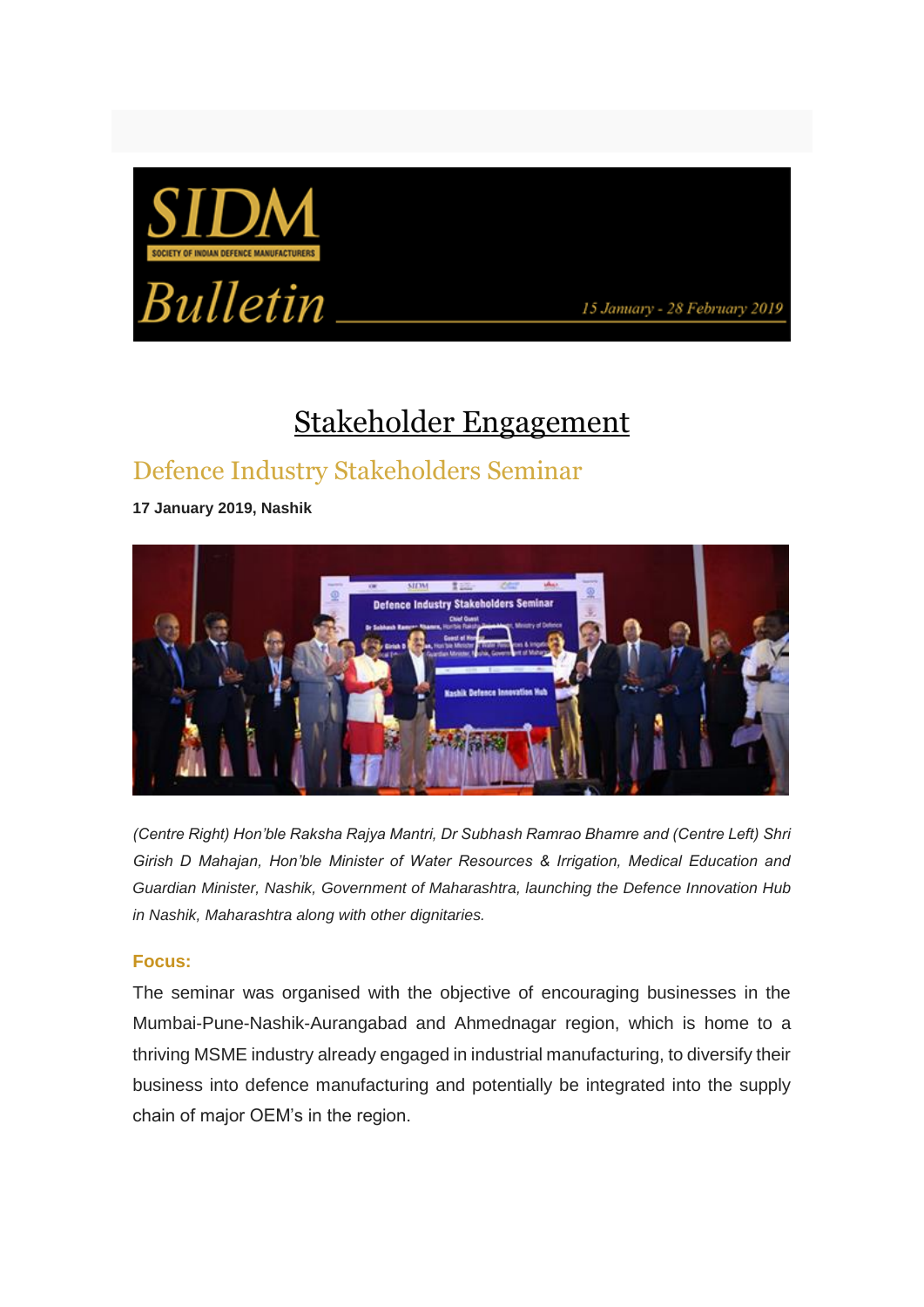# SIDM Bulletin

SOCIETY OF INDIAN DEFENCE MANUFACTURERS

15 January - 28 February 2019

## Stakeholder Engagement

### Defence Industry Stakeholders Seminar

**17 January 2019, Nashik**

*(Centre Right) Hon'ble Raksha Rajya Mantri, Dr Subhash Ramrao Bhamre and (Centre Left) Shri Girish D Mahajan, Hon'ble Minister of Water Resources & Irrigation, Medical Education and Guardian Minister, Nashik, Government of Maharashtra, launching the Defence Innovation Hub in Nashik, Maharashtra along with other dignitaries.*

**Focus:**

The seminar was organised with the objective of encouraging businesses in the Mumbai-Pune-Nashik-Aurangabad and Ahmednagar region, which is home to a thriving MSME industry already engaged in industrial manufacturing, to diversify their business into defence manufacturing and potentially be integrated into the supply chain of major OEM's in the region.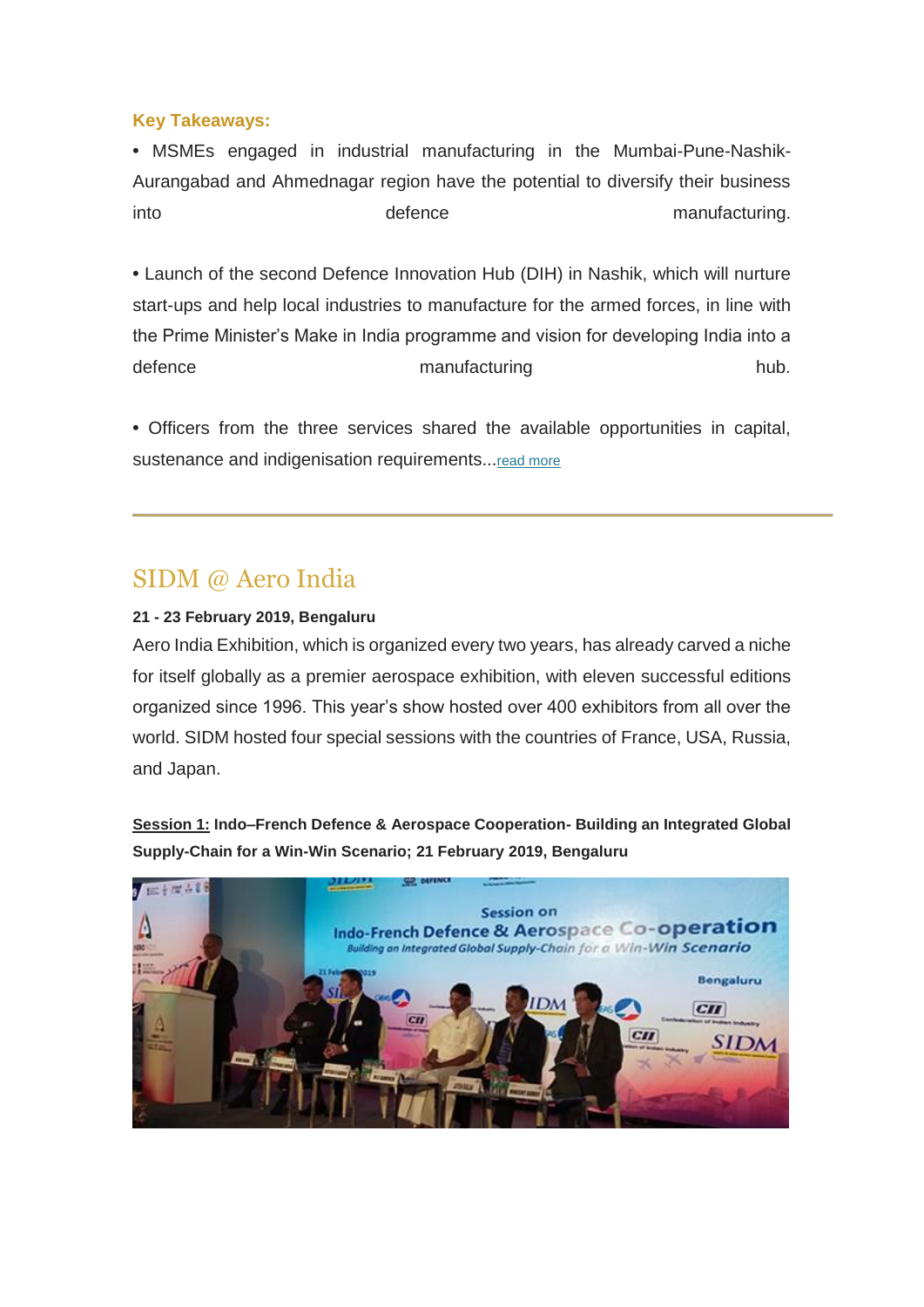**Key Takeaways:**

• MSMEs engaged in industrial manufacturing in the Mumbai-Pune-Nashik-Aurangabad and Ahmednagar region have the potential to diversify their business into defence manufacturing.

• Launch of the second Defence Innovation Hub (DIH) in Nashik, which will nurture start-ups and help local industries to manufacture for the armed forces, in line with the Prime Minister's Make in India programme and vision for developing India into a defence manufacturing hub.

• Officers from the three services shared the available opportunities in capital, sustenance and indigenisation requirements...read more

---

## SIDM @ Aero India

**21 - 23 February 2019, Bengaluru**

Aero India Exhibition, which is organized every two years, has already carved a niche for itself globally as a premier aerospace exhibition, with eleven successful editions organized since 1996. This year's show hosted over 400 exhibitors from all over the world. SIDM hosted four special sessions with the countries of France, USA, Russia, and Japan.

**Session 1: Indo–French Defence & Aerospace Cooperation- Building an Integrated Global Supply-Chain for a Win-Win Scenario; 21 February 2019, Bengaluru**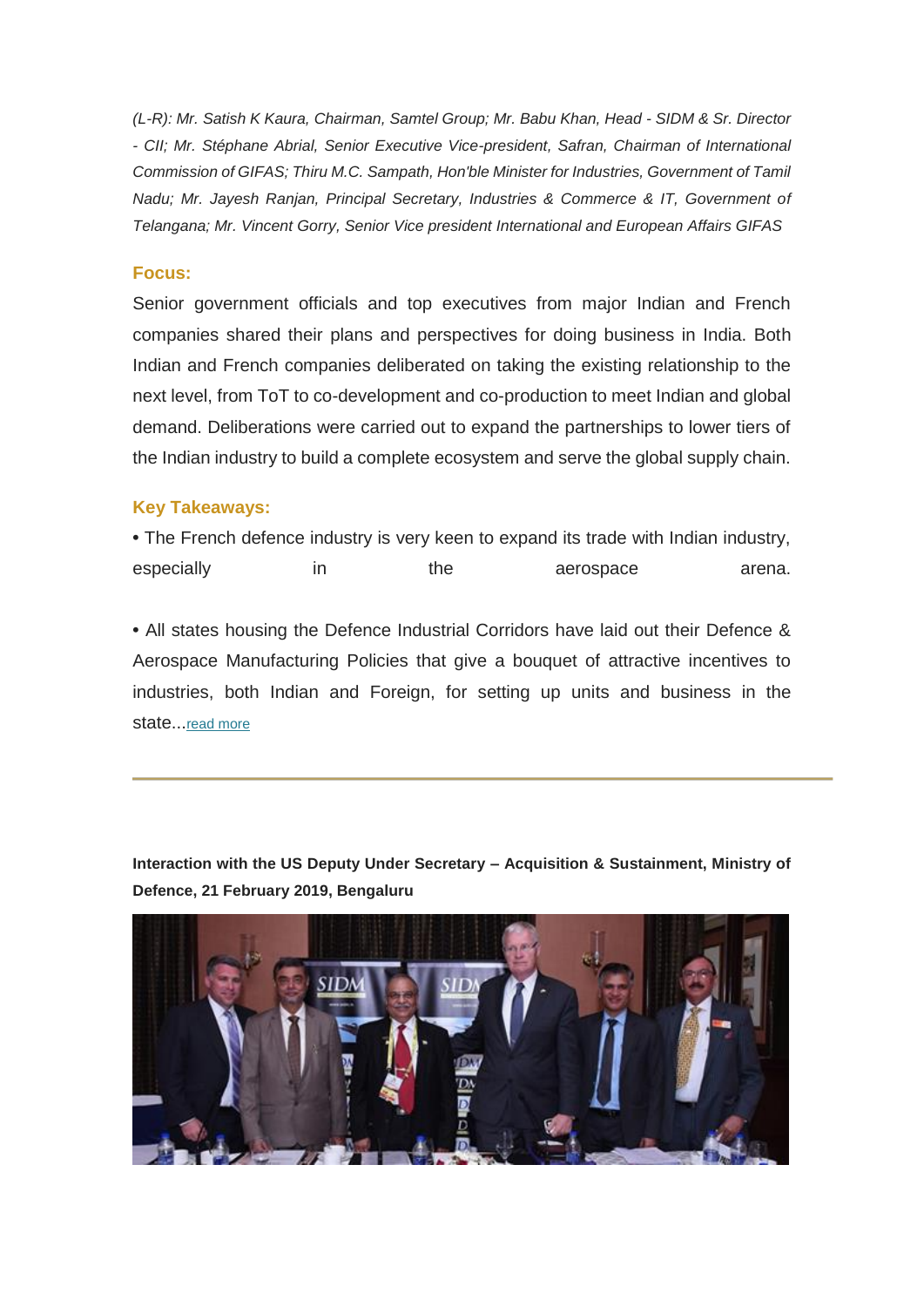*(L-R): Mr. Satish K Kaura, Chairman, Samtel Group; Mr. Babu Khan, Head - SIDM & Sr. Director - CII; Mr. Stéphane Abrial, Senior Executive Vice-president, Safran, Chairman of International Commission of GIFAS; Thiru M.C. Sampath, Hon'ble Minister for Industries, Government of Tamil Nadu; Mr. Jayesh Ranjan, Principal Secretary, Industries & Commerce & IT, Government of Telangana; Mr. Vincent Gorry, Senior Vice president International and European Affairs GIFAS*

**Focus:**

Senior government officials and top executives from major Indian and French companies shared their plans and perspectives for doing business in India. Both Indian and French companies deliberated on taking the existing relationship to the next level, from ToT to co-development and co-production to meet Indian and global demand. Deliberations were carried out to expand the partnerships to lower tiers of the Indian industry to build a complete ecosystem and serve the global supply chain.

**Key Takeaways:**

- The French defence industry is very keen to expand its trade with Indian industry, especially in the aerospace arena.

- All states housing the Defence Industrial Corridors have laid out their Defence & Aerospace Manufacturing Policies that give a bouquet of attractive incentives to industries, both Indian and Foreign, for setting up units and business in the state...read more

---

**Interaction with the US Deputy Under Secretary – Acquisition & Sustainment, Ministry of Defence, 21 February 2019, Bengaluru**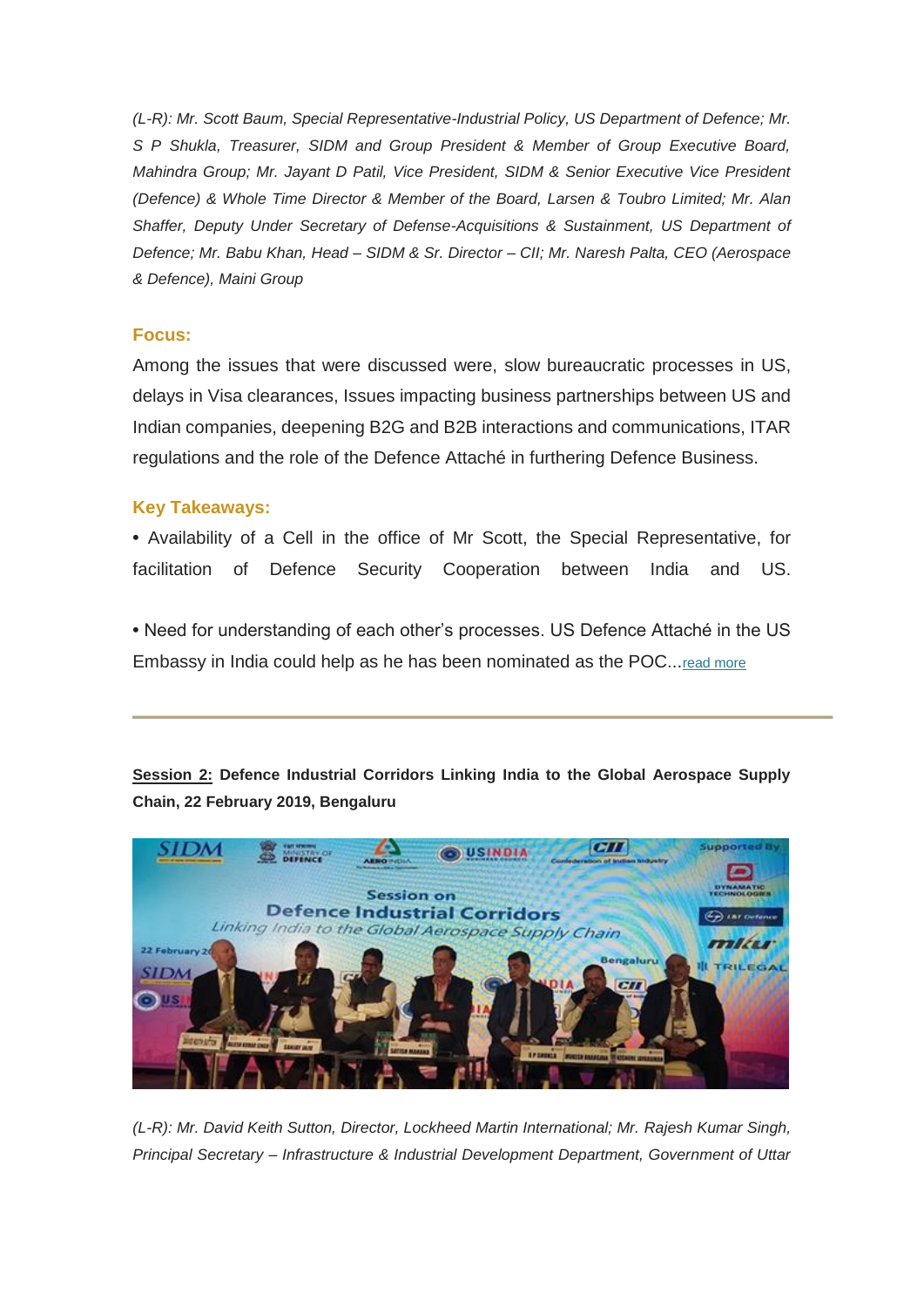*(L-R): Mr. Scott Baum, Special Representative-Industrial Policy, US Department of Defence; Mr. S P Shukla, Treasurer, SIDM and Group President & Member of Group Executive Board, Mahindra Group; Mr. Jayant D Patil, Vice President, SIDM & Senior Executive Vice President (Defence) & Whole Time Director & Member of the Board, Larsen & Toubro Limited; Mr. Alan Shaffer, Deputy Under Secretary of Defense-Acquisitions & Sustainment, US Department of Defence; Mr. Babu Khan, Head – SIDM & Sr. Director – CII; Mr. Naresh Palta, CEO (Aerospace & Defence), Maini Group*

**Focus:**

Among the issues that were discussed were, slow bureaucratic processes in US, delays in Visa clearances, Issues impacting business partnerships between US and Indian companies, deepening B2G and B2B interactions and communications, ITAR regulations and the role of the Defence Attaché in furthering Defence Business.

**Key Takeaways:**

• Availability of a Cell in the office of Mr Scott, the Special Representative, for facilitation of Defence Security Cooperation between India and US.

• Need for understanding of each other's processes. US Defence Attaché in the US Embassy in India could help as he has been nominated as the POC...read more

---

**Session 2: Defence Industrial Corridors Linking India to the Global Aerospace Supply Chain, 22 February 2019, Bengaluru**

*(L-R): Mr. David Keith Sutton, Director, Lockheed Martin International; Mr. Rajesh Kumar Singh, Principal Secretary – Infrastructure & Industrial Development Department, Government of Uttar*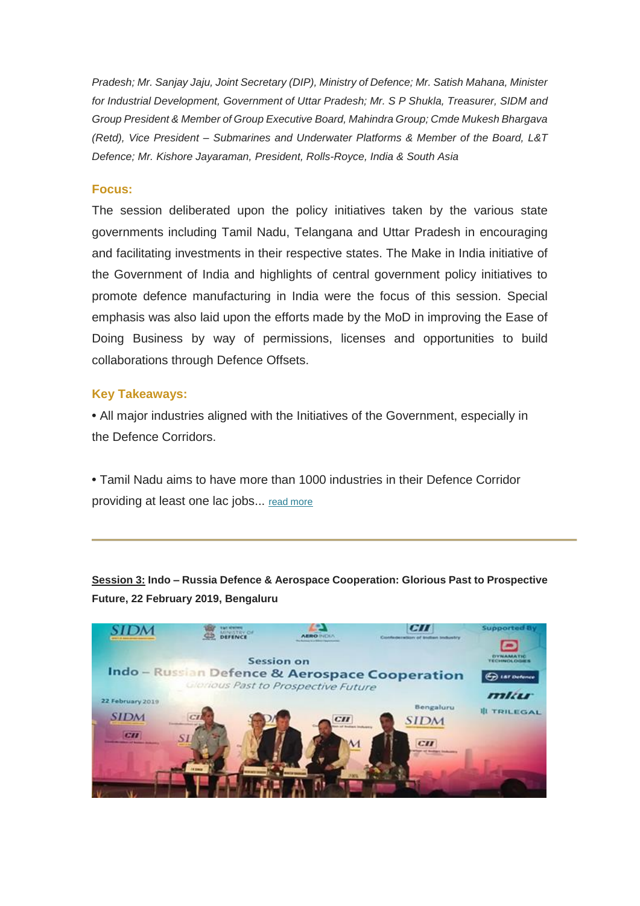*Pradesh; Mr. Sanjay Jaju, Joint Secretary (DIP), Ministry of Defence; Mr. Satish Mahana, Minister for Industrial Development, Government of Uttar Pradesh; Mr. S P Shukla, Treasurer, SIDM and Group President & Member of Group Executive Board, Mahindra Group; Cmde Mukesh Bhargava (Retd), Vice President – Submarines and Underwater Platforms & Member of the Board, L&T Defence; Mr. Kishore Jayaraman, President, Rolls-Royce, India & South Asia*

**Focus:**

The session deliberated upon the policy initiatives taken by the various state governments including Tamil Nadu, Telangana and Uttar Pradesh in encouraging and facilitating investments in their respective states. The Make in India initiative of the Government of India and highlights of central government policy initiatives to promote defence manufacturing in India were the focus of this session. Special emphasis was also laid upon the efforts made by the MoD in improving the Ease of Doing Business by way of permissions, licenses and opportunities to build collaborations through Defence Offsets.

**Key Takeaways:**

• All major industries aligned with the Initiatives of the Government, especially in the Defence Corridors.

• Tamil Nadu aims to have more than 1000 industries in their Defence Corridor providing at least one lac jobs... read more

---

**Session 3: Indo – Russia Defence & Aerospace Cooperation: Glorious Past to Prospective Future, 22 February 2019, Bengaluru**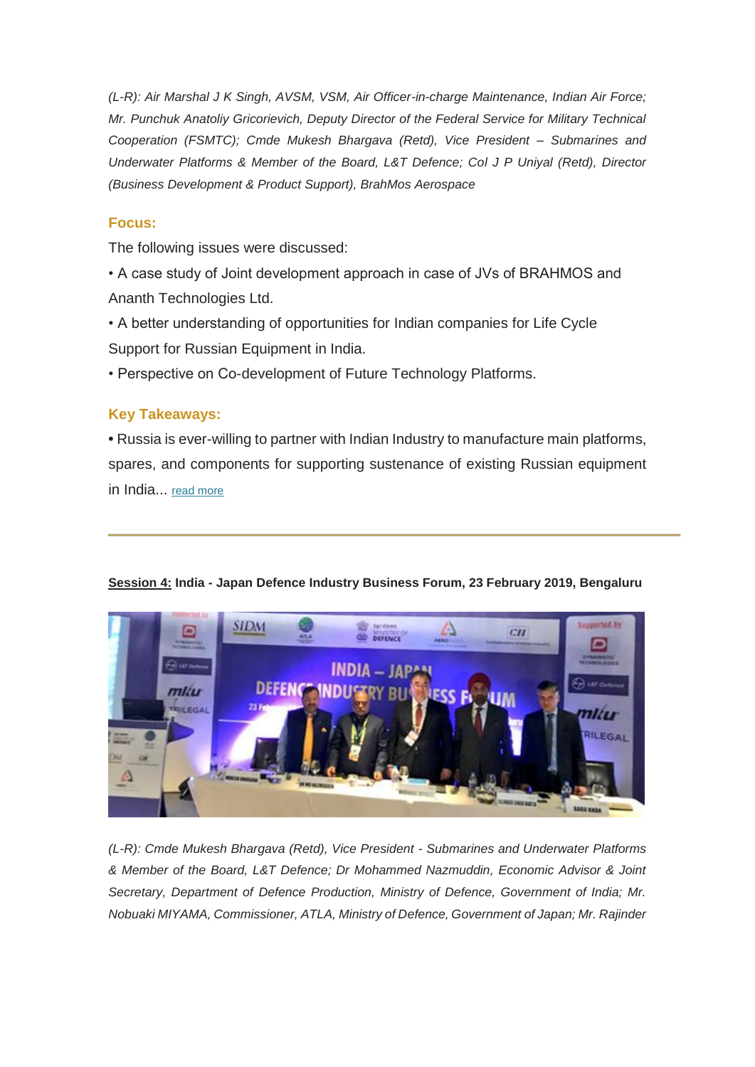*(L-R): Air Marshal J K Singh, AVSM, VSM, Air Officer-in-charge Maintenance, Indian Air Force; Mr. Punchuk Anatoliy Gricorievich, Deputy Director of the Federal Service for Military Technical Cooperation (FSMTC); Cmde Mukesh Bhargava (Retd), Vice President – Submarines and Underwater Platforms & Member of the Board, L&T Defence; Col J P Uniyal (Retd), Director (Business Development & Product Support), BrahMos Aerospace*

### Focus:

The following issues were discussed:

• A case study of Joint development approach in case of JVs of BRAHMOS and Ananth Technologies Ltd.

• A better understanding of opportunities for Indian companies for Life Cycle Support for Russian Equipment in India.

• Perspective on Co-development of Future Technology Platforms.

### Key Takeaways:

• Russia is ever-willing to partner with Indian Industry to manufacture main platforms, spares, and components for supporting sustenance of existing Russian equipment in India... read more

---

**Session 4: India - Japan Defence Industry Business Forum, 23 February 2019, Bengaluru**

*(L-R): Cmde Mukesh Bhargava (Retd), Vice President - Submarines and Underwater Platforms & Member of the Board, L&T Defence; Dr Mohammed Nazmuddin, Economic Advisor & Joint Secretary, Department of Defence Production, Ministry of Defence, Government of India; Mr. Nobuaki MIYAMA, Commissioner, ATLA, Ministry of Defence, Government of Japan; Mr. Rajinder*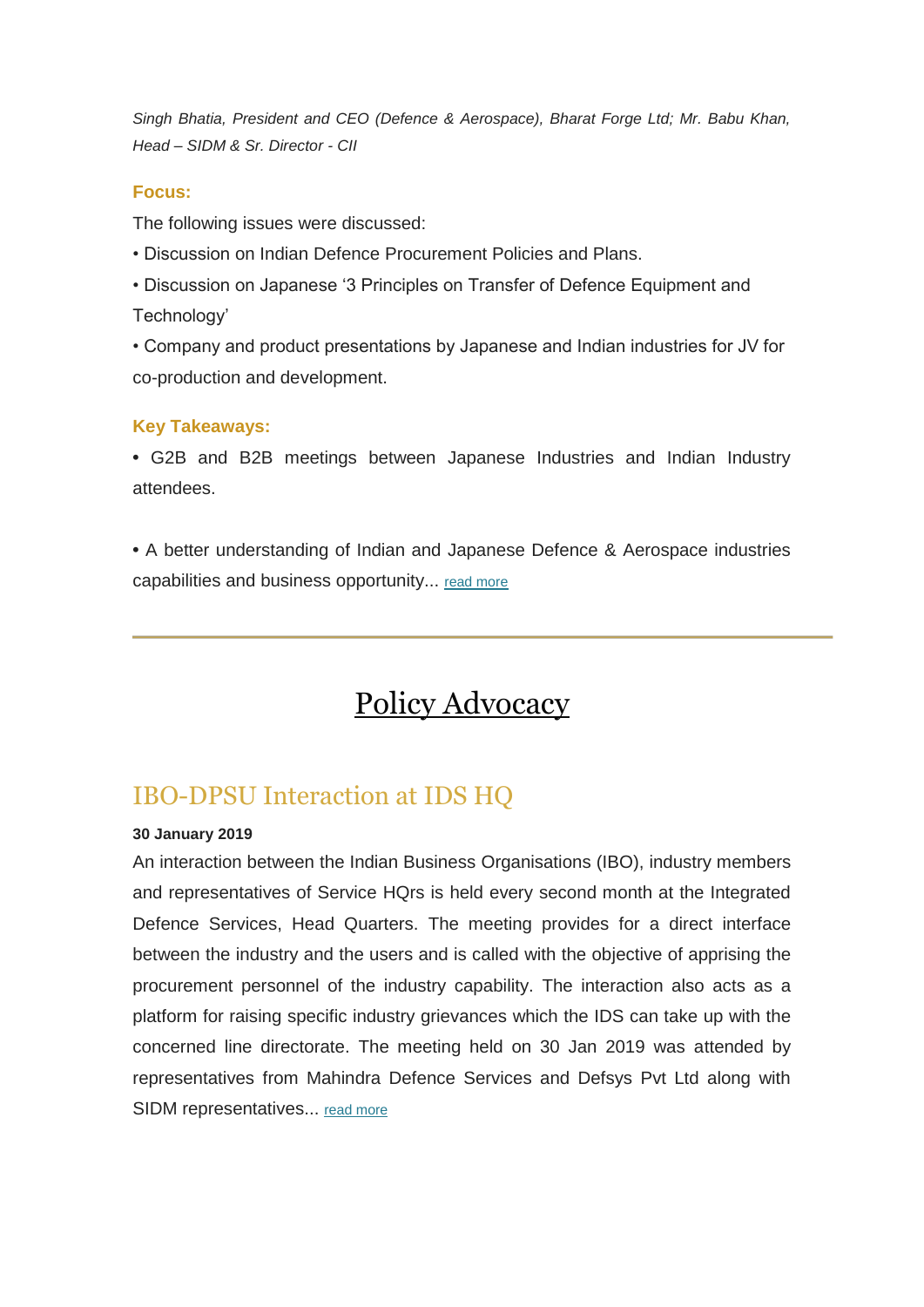*Singh Bhatia, President and CEO (Defence & Aerospace), Bharat Forge Ltd; Mr. Babu Khan, Head – SIDM & Sr. Director - CII*

**Focus:**

The following issues were discussed:

• Discussion on Indian Defence Procurement Policies and Plans.

• Discussion on Japanese '3 Principles on Transfer of Defence Equipment and Technology'

• Company and product presentations by Japanese and Indian industries for JV for co-production and development.

**Key Takeaways:**

• G2B and B2B meetings between Japanese Industries and Indian Industry attendees.

• A better understanding of Indian and Japanese Defence & Aerospace industries capabilities and business opportunity... read more

---

# Policy Advocacy

## IBO-DPSU Interaction at IDS HQ

**30 January 2019**

An interaction between the Indian Business Organisations (IBO), industry members and representatives of Service HQrs is held every second month at the Integrated Defence Services, Head Quarters. The meeting provides for a direct interface between the industry and the users and is called with the objective of apprising the procurement personnel of the industry capability. The interaction also acts as a platform for raising specific industry grievances which the IDS can take up with the concerned line directorate. The meeting held on 30 Jan 2019 was attended by representatives from Mahindra Defence Services and Defsys Pvt Ltd along with SIDM representatives... read more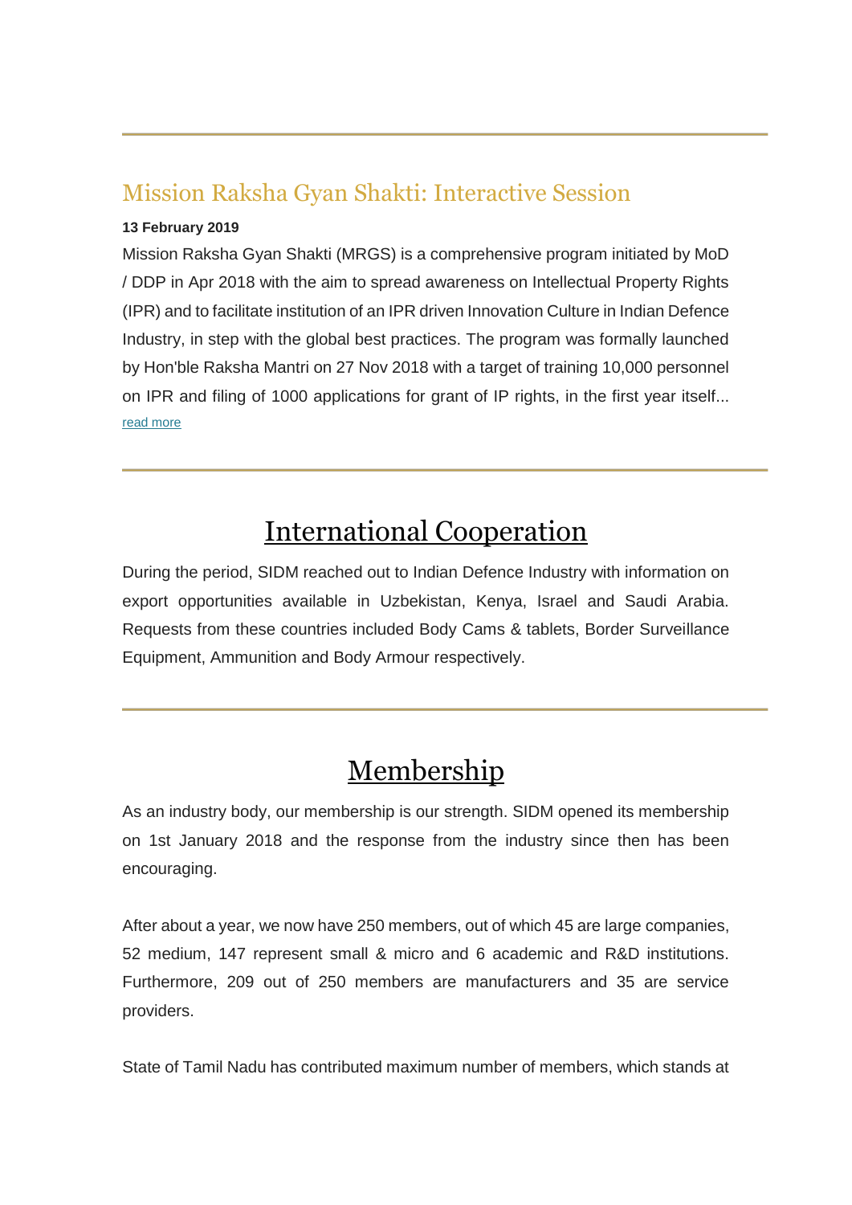## Mission Raksha Gyan Shakti: Interactive Session

**13 February 2019**

Mission Raksha Gyan Shakti (MRGS) is a comprehensive program initiated by MoD / DDP in Apr 2018 with the aim to spread awareness on Intellectual Property Rights (IPR) and to facilitate institution of an IPR driven Innovation Culture in Indian Defence Industry, in step with the global best practices. The program was formally launched by Hon'ble Raksha Mantri on 27 Nov 2018 with a target of training 10,000 personnel on IPR and filing of 1000 applications for grant of IP rights, in the first year itself... read more

---

# International Cooperation

During the period, SIDM reached out to Indian Defence Industry with information on export opportunities available in Uzbekistan, Kenya, Israel and Saudi Arabia. Requests from these countries included Body Cams & tablets, Border Surveillance Equipment, Ammunition and Body Armour respectively.

---

# Membership

As an industry body, our membership is our strength. SIDM opened its membership on 1st January 2018 and the response from the industry since then has been encouraging.

After about a year, we now have 250 members, out of which 45 are large companies, 52 medium, 147 represent small & micro and 6 academic and R&D institutions. Furthermore, 209 out of 250 members are manufacturers and 35 are service providers.

State of Tamil Nadu has contributed maximum number of members, which stands at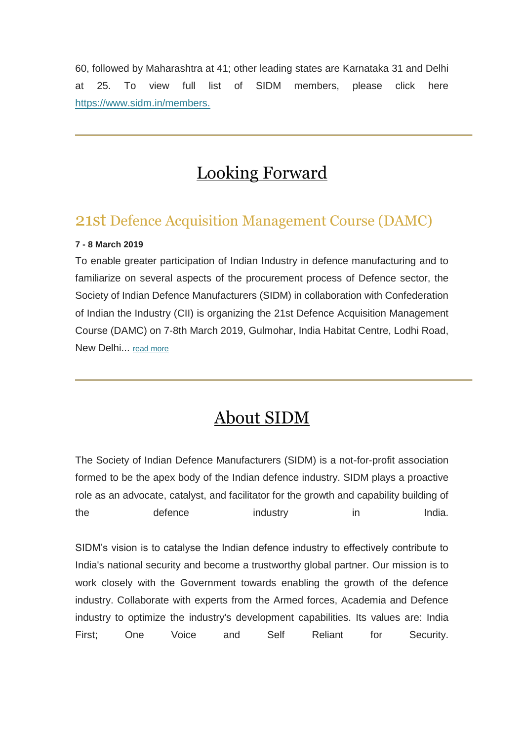60, followed by Maharashtra at 41; other leading states are Karnataka 31 and Delhi at 25. To view full list of SIDM members, please click here https://www.sidm.in/members.

---

# Looking Forward

## 21st Defence Acquisition Management Course (DAMC)

**7 - 8 March 2019**

To enable greater participation of Indian Industry in defence manufacturing and to familiarize on several aspects of the procurement process of Defence sector, the Society of Indian Defence Manufacturers (SIDM) in collaboration with Confederation of Indian the Industry (CII) is organizing the 21st Defence Acquisition Management Course (DAMC) on 7-8th March 2019, Gulmohar, India Habitat Centre, Lodhi Road, New Delhi... read more

---

# About SIDM

The Society of Indian Defence Manufacturers (SIDM) is a not-for-profit association formed to be the apex body of the Indian defence industry. SIDM plays a proactive role as an advocate, catalyst, and facilitator for the growth and capability building of the defence industry in India.

SIDM's vision is to catalyse the Indian defence industry to effectively contribute to India's national security and become a trustworthy global partner. Our mission is to work closely with the Government towards enabling the growth of the defence industry. Collaborate with experts from the Armed forces, Academia and Defence industry to optimize the industry's development capabilities. Its values are: India First; One Voice and Self Reliant for Security.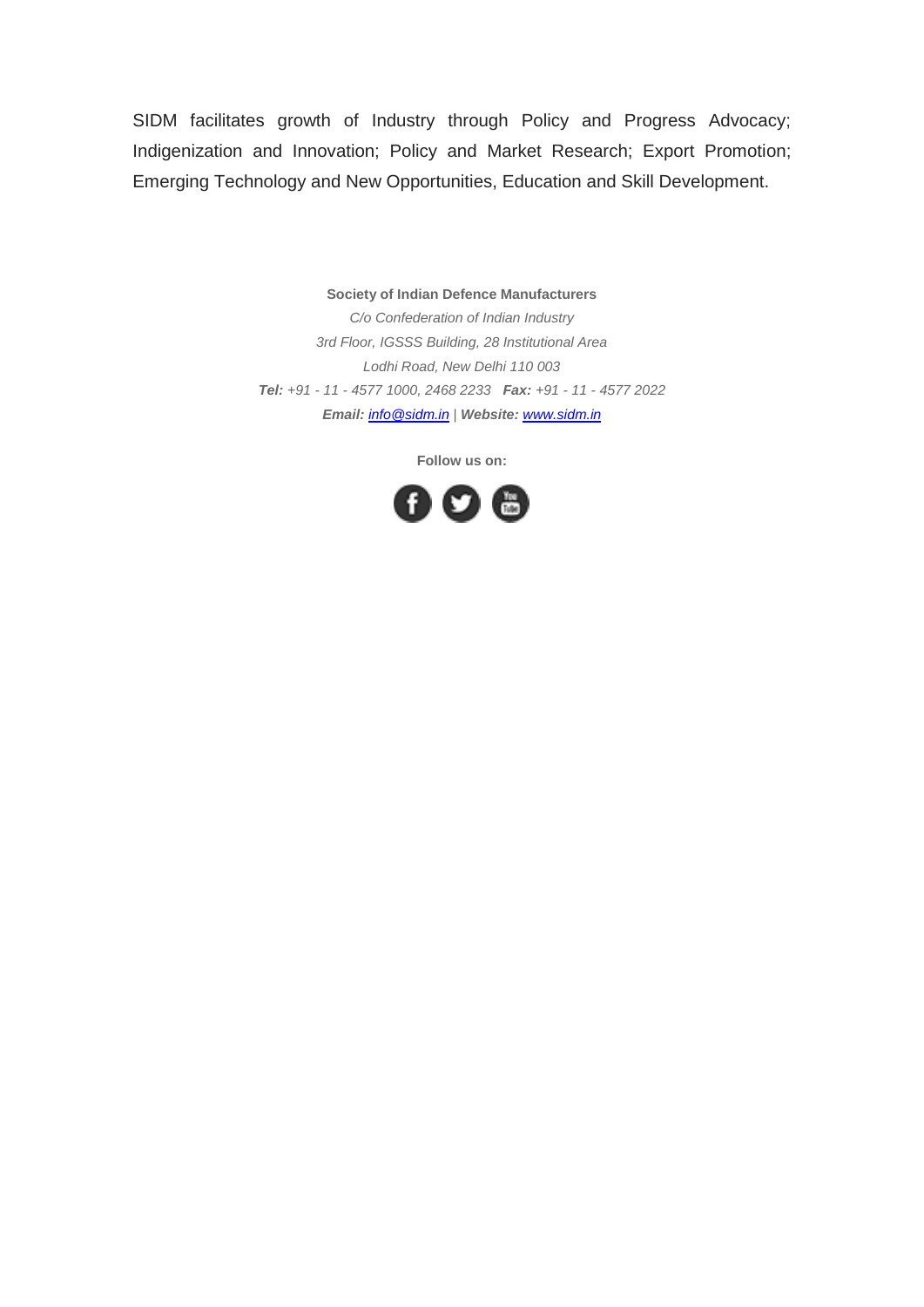SIDM facilitates growth of Industry through Policy and Progress Advocacy; Indigenization and Innovation; Policy and Market Research; Export Promotion; Emerging Technology and New Opportunities, Education and Skill Development.

**Society of Indian Defence Manufacturers**
*C/o Confederation of Indian Industry*
*3rd Floor, IGSSS Building, 28 Institutional Area*
*Lodhi Road, New Delhi 110 003*
***Tel:*** *+91 - 11 - 4577 1000, 2468 2233* ***Fax:*** *+91 - 11 - 4577 2022*
***Email:*** *info@sidm.in* | ***Website:*** *www.sidm.in*

**Follow us on:**